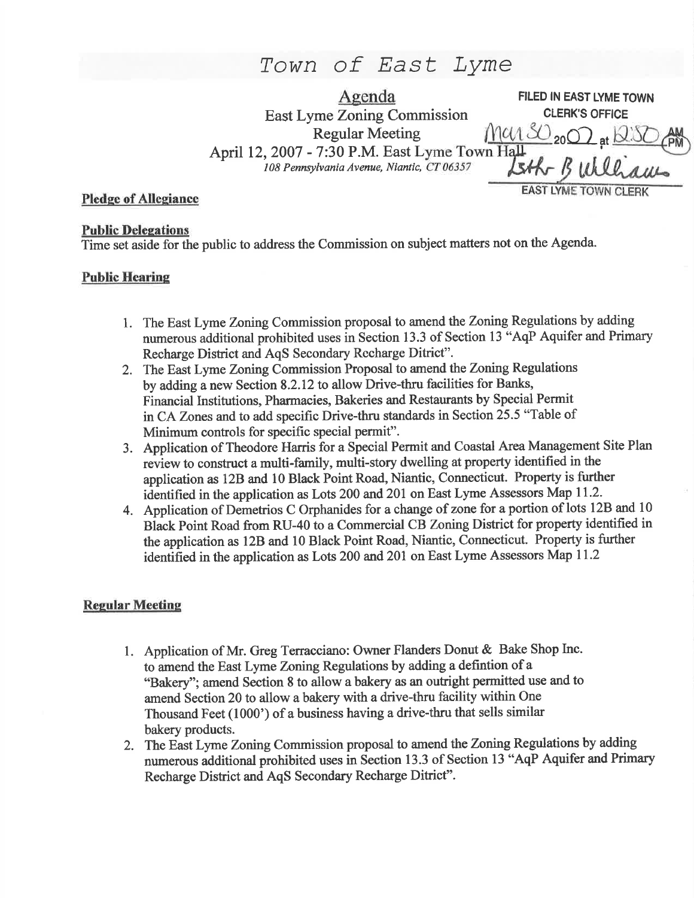# Town of East Lyme

## Agenda

East Lyme Zoning Commission
Regular Meeting
April 12, 2007 - 7:30 P.M. East Lyme Town Hall
*108 Pennsylvania Avenue, Niantic, CT 06357*

FILED IN EAST LYME TOWN CLERK'S OFFICE
Mar 30 2007 at 12:50 PM
Esther B Williams
EAST LYME TOWN CLERK

**Pledge of Allegiance**

**Public Delegations**

Time set aside for the public to address the Commission on subject matters not on the Agenda.

**Public Hearing**

1. The East Lyme Zoning Commission proposal to amend the Zoning Regulations by adding numerous additional prohibited uses in Section 13.3 of Section 13 "AqP Aquifer and Primary Recharge District and AqS Secondary Recharge Ditrict".
2. The East Lyme Zoning Commission Proposal to amend the Zoning Regulations by adding a new Section 8.2.12 to allow Drive-thru facilities for Banks, Financial Institutions, Pharmacies, Bakeries and Restaurants by Special Permit in CA Zones and to add specific Drive-thru standards in Section 25.5 "Table of Minimum controls for specific special permit".
3. Application of Theodore Harris for a Special Permit and Coastal Area Management Site Plan review to construct a multi-family, multi-story dwelling at property identified in the application as 12B and 10 Black Point Road, Niantic, Connecticut. Property is further identified in the application as Lots 200 and 201 on East Lyme Assessors Map 11.2.
4. Application of Demetrios C Orphanides for a change of zone for a portion of lots 12B and 10 Black Point Road from RU-40 to a Commercial CB Zoning District for property identified in the application as 12B and 10 Black Point Road, Niantic, Connecticut. Property is further identified in the application as Lots 200 and 201 on East Lyme Assessors Map 11.2

**Regular Meeting**

1. Application of Mr. Greg Terracciano: Owner Flanders Donut & Bake Shop Inc. to amend the East Lyme Zoning Regulations by adding a defintion of a "Bakery"; amend Section 8 to allow a bakery as an outright permitted use and to amend Section 20 to allow a bakery with a drive-thru facility within One Thousand Feet (1000') of a business having a drive-thru that sells similar bakery products.
2. The East Lyme Zoning Commission proposal to amend the Zoning Regulations by adding numerous additional prohibited uses in Section 13.3 of Section 13 "AqP Aquifer and Primary Recharge District and AqS Secondary Recharge Ditrict".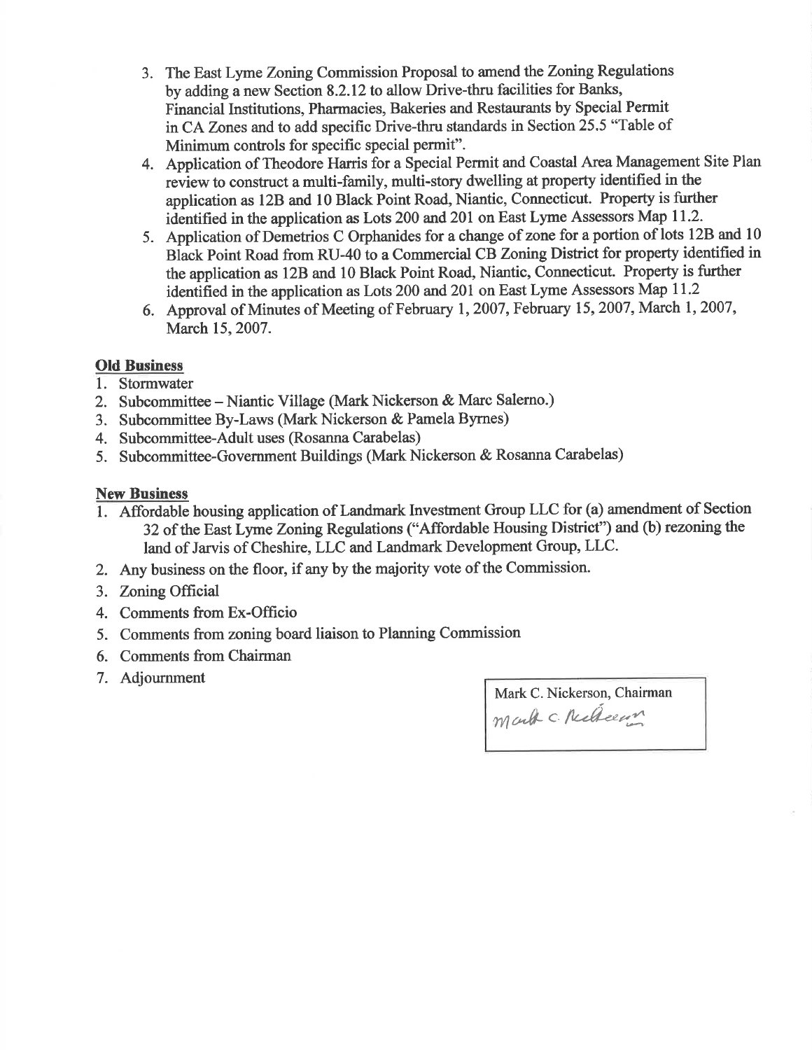3. The East Lyme Zoning Commission Proposal to amend the Zoning Regulations by adding a new Section 8.2.12 to allow Drive-thru facilities for Banks, Financial Institutions, Pharmacies, Bakeries and Restaurants by Special Permit in CA Zones and to add specific Drive-thru standards in Section 25.5 "Table of Minimum controls for specific special permit".
4. Application of Theodore Harris for a Special Permit and Coastal Area Management Site Plan review to construct a multi-family, multi-story dwelling at property identified in the application as 12B and 10 Black Point Road, Niantic, Connecticut. Property is further identified in the application as Lots 200 and 201 on East Lyme Assessors Map 11.2.
5. Application of Demetrios C Orphanides for a change of zone for a portion of lots 12B and 10 Black Point Road from RU-40 to a Commercial CB Zoning District for property identified in the application as 12B and 10 Black Point Road, Niantic, Connecticut. Property is further identified in the application as Lots 200 and 201 on East Lyme Assessors Map 11.2
6. Approval of Minutes of Meeting of February 1, 2007, February 15, 2007, March 1, 2007, March 15, 2007.

**Old Business**

1. Stormwater
2. Subcommittee – Niantic Village (Mark Nickerson & Marc Salerno.)
3. Subcommittee By-Laws (Mark Nickerson & Pamela Byrnes)
4. Subcommittee-Adult uses (Rosanna Carabelas)
5. Subcommittee-Government Buildings (Mark Nickerson & Rosanna Carabelas)

**New Business**

1. Affordable housing application of Landmark Investment Group LLC for (a) amendment of Section 32 of the East Lyme Zoning Regulations ("Affordable Housing District") and (b) rezoning the land of Jarvis of Cheshire, LLC and Landmark Development Group, LLC.
2. Any business on the floor, if any by the majority vote of the Commission.
3. Zoning Official
4. Comments from Ex-Officio
5. Comments from zoning board liaison to Planning Commission
6. Comments from Chairman
7. Adjournment

Mark C. Nickerson, Chairman

Mark C. Nickerson